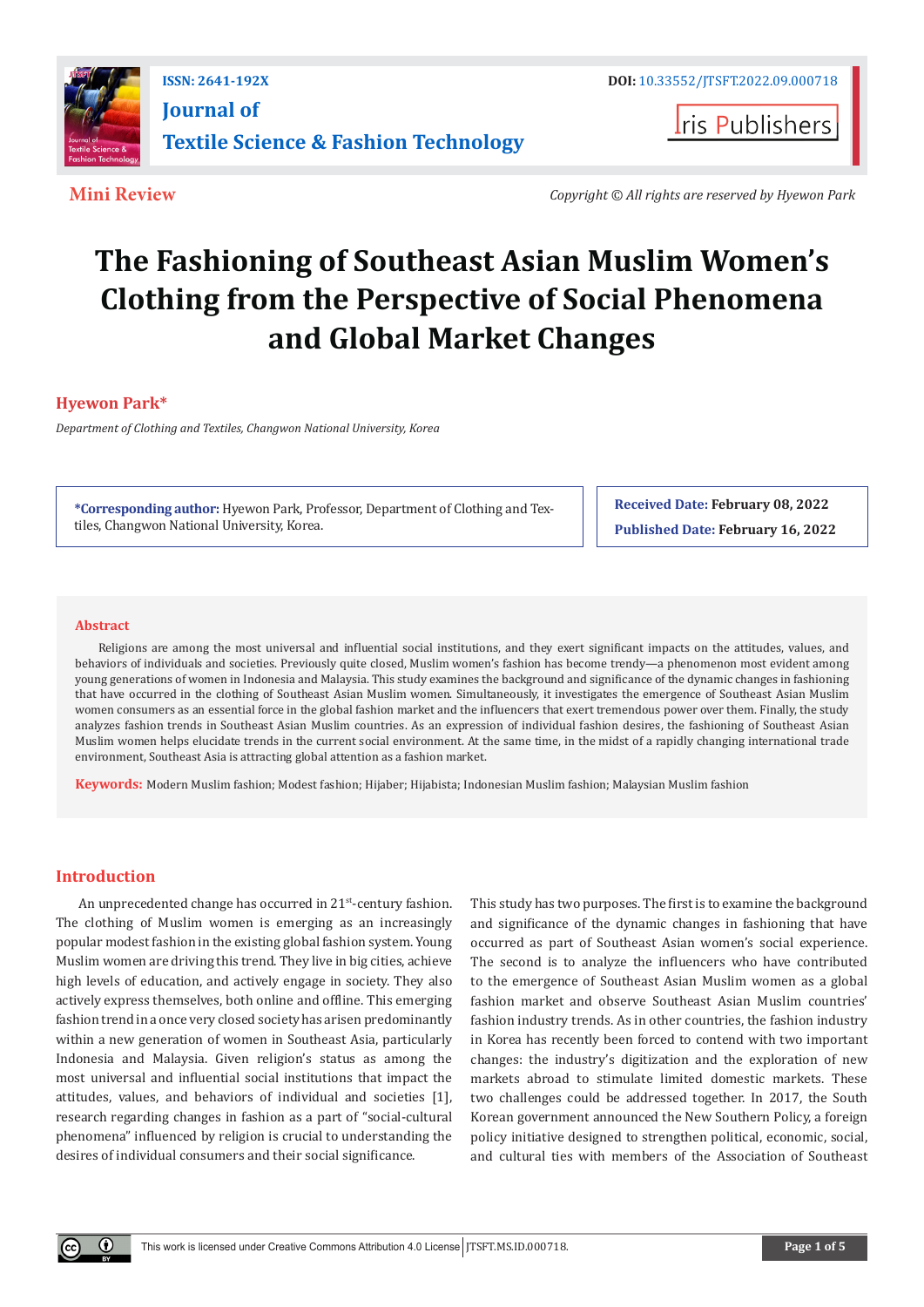ISSN: 2641-192X

DOI: 10.33552/JTSFT.2022.09.000718

# Journal of Textile Science & Fashion Technology

Iris Publishers

**Mini Review**

*Copyright © All rights are reserved by Hyewon Park*

# The Fashioning of Southeast Asian Muslim Women's Clothing from the Perspective of Social Phenomena and Global Market Changes

**Hyewon Park***

*Department of Clothing and Textiles, Changwon National University, Korea*

**\*Corresponding author:** Hyewon Park, Professor, Department of Clothing and Textiles, Changwon National University, Korea.

**Received Date: February 08, 2022**

**Published Date: February 16, 2022**

## Abstract

Religions are among the most universal and influential social institutions, and they exert significant impacts on the attitudes, values, and behaviors of individuals and societies. Previously quite closed, Muslim women's fashion has become trendy—a phenomenon most evident among young generations of women in Indonesia and Malaysia. This study examines the background and significance of the dynamic changes in fashioning that have occurred in the clothing of Southeast Asian Muslim women. Simultaneously, it investigates the emergence of Southeast Asian Muslim women consumers as an essential force in the global fashion market and the influencers that exert tremendous power over them. Finally, the study analyzes fashion trends in Southeast Asian Muslim countries. As an expression of individual fashion desires, the fashioning of Southeast Asian Muslim women helps elucidate trends in the current social environment. At the same time, in the midst of a rapidly changing international trade environment, Southeast Asia is attracting global attention as a fashion market.

**Keywords:** Modern Muslim fashion; Modest fashion; Hijaber; Hijabista; Indonesian Muslim fashion; Malaysian Muslim fashion

## Introduction

An unprecedented change has occurred in 21st-century fashion. The clothing of Muslim women is emerging as an increasingly popular modest fashion in the existing global fashion system. Young Muslim women are driving this trend. They live in big cities, achieve high levels of education, and actively engage in society. They also actively express themselves, both online and offline. This emerging fashion trend in a once very closed society has arisen predominantly within a new generation of women in Southeast Asia, particularly Indonesia and Malaysia. Given religion's status as among the most universal and influential social institutions that impact the attitudes, values, and behaviors of individual and societies [1], research regarding changes in fashion as a part of "social-cultural phenomena" influenced by religion is crucial to understanding the desires of individual consumers and their social significance.

This study has two purposes. The first is to examine the background and significance of the dynamic changes in fashioning that have occurred as part of Southeast Asian women's social experience. The second is to analyze the influencers who have contributed to the emergence of Southeast Asian Muslim women as a global fashion market and observe Southeast Asian Muslim countries' fashion industry trends. As in other countries, the fashion industry in Korea has recently been forced to contend with two important changes: the industry's digitization and the exploration of new markets abroad to stimulate limited domestic markets. These two challenges could be addressed together. In 2017, the South Korean government announced the New Southern Policy, a foreign policy initiative designed to strengthen political, economic, social, and cultural ties with members of the Association of Southeast

This work is licensed under Creative Commons Attribution 4.0 License JTSFT.MS.ID.000718.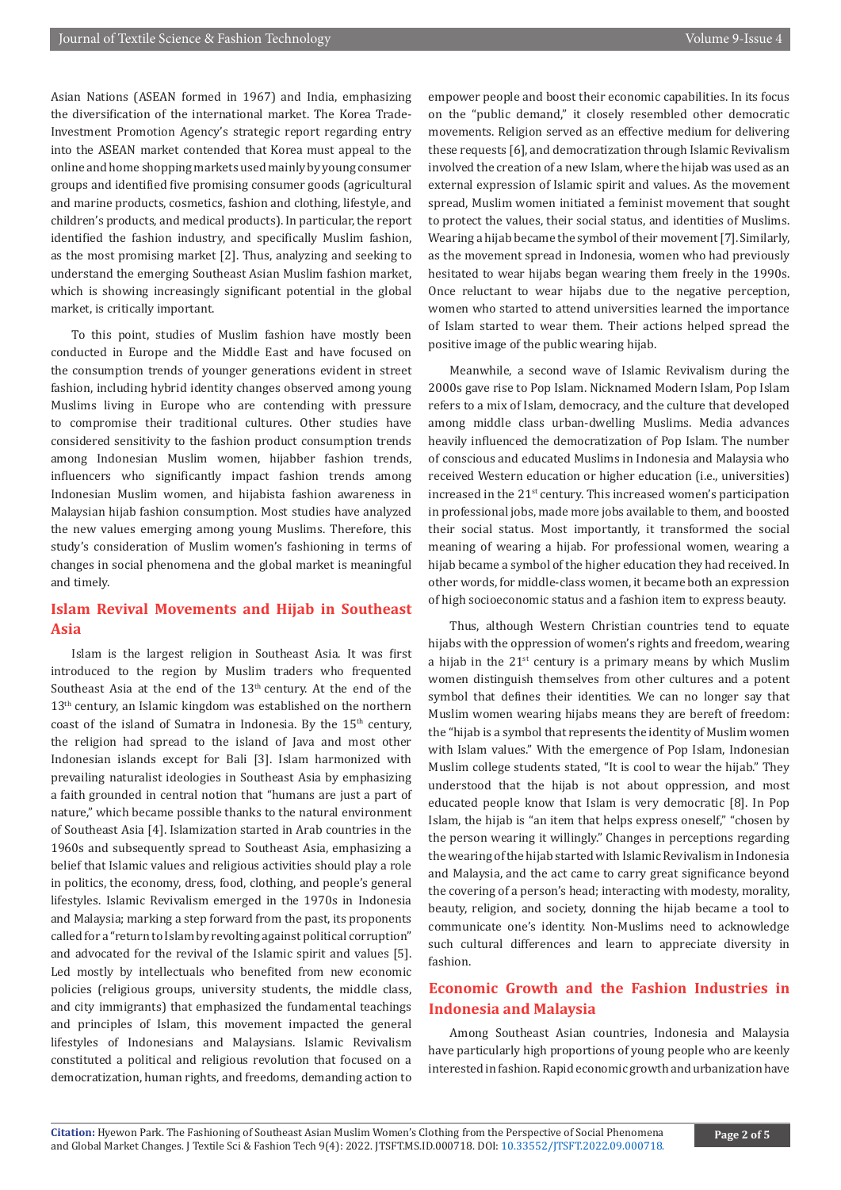Asian Nations (ASEAN formed in 1967) and India, emphasizing the diversification of the international market. The Korea Trade-Investment Promotion Agency's strategic report regarding entry into the ASEAN market contended that Korea must appeal to the online and home shopping markets used mainly by young consumer groups and identified five promising consumer goods (agricultural and marine products, cosmetics, fashion and clothing, lifestyle, and children's products, and medical products). In particular, the report identified the fashion industry, and specifically Muslim fashion, as the most promising market [2]. Thus, analyzing and seeking to understand the emerging Southeast Asian Muslim fashion market, which is showing increasingly significant potential in the global market, is critically important.

To this point, studies of Muslim fashion have mostly been conducted in Europe and the Middle East and have focused on the consumption trends of younger generations evident in street fashion, including hybrid identity changes observed among young Muslims living in Europe who are contending with pressure to compromise their traditional cultures. Other studies have considered sensitivity to the fashion product consumption trends among Indonesian Muslim women, hijabber fashion trends, influencers who significantly impact fashion trends among Indonesian Muslim women, and hijabista fashion awareness in Malaysian hijab fashion consumption. Most studies have analyzed the new values emerging among young Muslims. Therefore, this study's consideration of Muslim women's fashioning in terms of changes in social phenomena and the global market is meaningful and timely.

## Islam Revival Movements and Hijab in Southeast Asia

Islam is the largest religion in Southeast Asia. It was first introduced to the region by Muslim traders who frequented Southeast Asia at the end of the 13th century. At the end of the 13th century, an Islamic kingdom was established on the northern coast of the island of Sumatra in Indonesia. By the 15th century, the religion had spread to the island of Java and most other Indonesian islands except for Bali [3]. Islam harmonized with prevailing naturalist ideologies in Southeast Asia by emphasizing a faith grounded in central notion that "humans are just a part of nature," which became possible thanks to the natural environment of Southeast Asia [4]. Islamization started in Arab countries in the 1960s and subsequently spread to Southeast Asia, emphasizing a belief that Islamic values and religious activities should play a role in politics, the economy, dress, food, clothing, and people's general lifestyles. Islamic Revivalism emerged in the 1970s in Indonesia and Malaysia; marking a step forward from the past, its proponents called for a "return to Islam by revolting against political corruption" and advocated for the revival of the Islamic spirit and values [5]. Led mostly by intellectuals who benefited from new economic policies (religious groups, university students, the middle class, and city immigrants) that emphasized the fundamental teachings and principles of Islam, this movement impacted the general lifestyles of Indonesians and Malaysians. Islamic Revivalism constituted a political and religious revolution that focused on a democratization, human rights, and freedoms, demanding action to empower people and boost their economic capabilities. In its focus on the "public demand," it closely resembled other democratic movements. Religion served as an effective medium for delivering these requests [6], and democratization through Islamic Revivalism involved the creation of a new Islam, where the hijab was used as an external expression of Islamic spirit and values. As the movement spread, Muslim women initiated a feminist movement that sought to protect the values, their social status, and identities of Muslims. Wearing a hijab became the symbol of their movement [7]. Similarly, as the movement spread in Indonesia, women who had previously hesitated to wear hijabs began wearing them freely in the 1990s. Once reluctant to wear hijabs due to the negative perception, women who started to attend universities learned the importance of Islam started to wear them. Their actions helped spread the positive image of the public wearing hijab.

Meanwhile, a second wave of Islamic Revivalism during the 2000s gave rise to Pop Islam. Nicknamed Modern Islam, Pop Islam refers to a mix of Islam, democracy, and the culture that developed among middle class urban-dwelling Muslims. Media advances heavily influenced the democratization of Pop Islam. The number of conscious and educated Muslims in Indonesia and Malaysia who received Western education or higher education (i.e., universities) increased in the 21st century. This increased women's participation in professional jobs, made more jobs available to them, and boosted their social status. Most importantly, it transformed the social meaning of wearing a hijab. For professional women, wearing a hijab became a symbol of the higher education they had received. In other words, for middle-class women, it became both an expression of high socioeconomic status and a fashion item to express beauty.

Thus, although Western Christian countries tend to equate hijabs with the oppression of women's rights and freedom, wearing a hijab in the 21st century is a primary means by which Muslim women distinguish themselves from other cultures and a potent symbol that defines their identities. We can no longer say that Muslim women wearing hijabs means they are bereft of freedom: the "hijab is a symbol that represents the identity of Muslim women with Islam values." With the emergence of Pop Islam, Indonesian Muslim college students stated, "It is cool to wear the hijab." They understood that the hijab is not about oppression, and most educated people know that Islam is very democratic [8]. In Pop Islam, the hijab is "an item that helps express oneself," "chosen by the person wearing it willingly." Changes in perceptions regarding the wearing of the hijab started with Islamic Revivalism in Indonesia and Malaysia, and the act came to carry great significance beyond the covering of a person's head; interacting with modesty, morality, beauty, religion, and society, donning the hijab became a tool to communicate one's identity. Non-Muslims need to acknowledge such cultural differences and learn to appreciate diversity in fashion.

## Economic Growth and the Fashion Industries in Indonesia and Malaysia

Among Southeast Asian countries, Indonesia and Malaysia have particularly high proportions of young people who are keenly interested in fashion. Rapid economic growth and urbanization have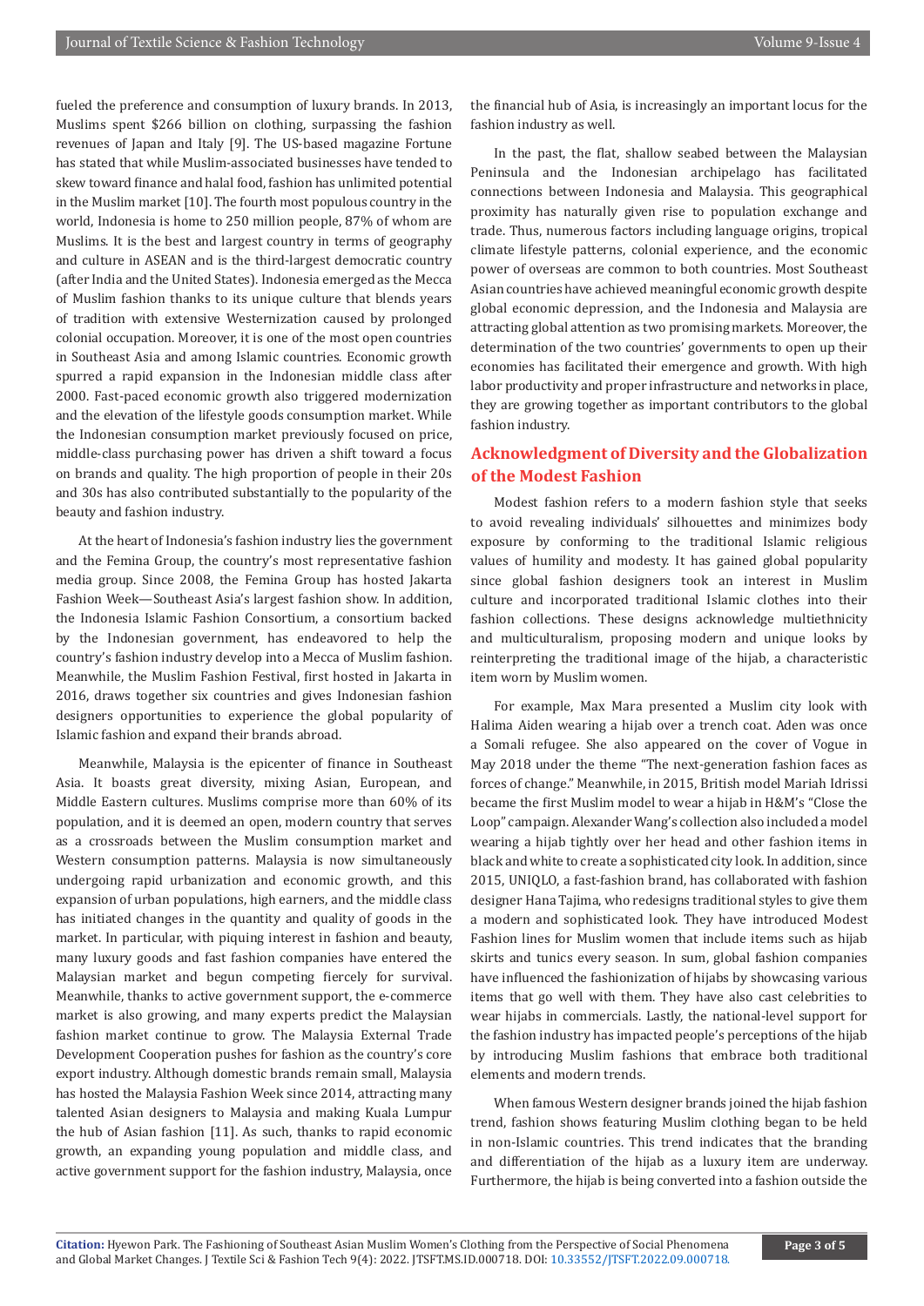fueled the preference and consumption of luxury brands. In 2013, Muslims spent $266 billion on clothing, surpassing the fashion revenues of Japan and Italy [9]. The US-based magazine Fortune has stated that while Muslim-associated businesses have tended to skew toward finance and halal food, fashion has unlimited potential in the Muslim market [10]. The fourth most populous country in the world, Indonesia is home to 250 million people, 87% of whom are Muslims. It is the best and largest country in terms of geography and culture in ASEAN and is the third-largest democratic country (after India and the United States). Indonesia emerged as the Mecca of Muslim fashion thanks to its unique culture that blends years of tradition with extensive Westernization caused by prolonged colonial occupation. Moreover, it is one of the most open countries in Southeast Asia and among Islamic countries. Economic growth spurred a rapid expansion in the Indonesian middle class after 2000. Fast-paced economic growth also triggered modernization and the elevation of the lifestyle goods consumption market. While the Indonesian consumption market previously focused on price, middle-class purchasing power has driven a shift toward a focus on brands and quality. The high proportion of people in their 20s and 30s has also contributed substantially to the popularity of the beauty and fashion industry.

At the heart of Indonesia's fashion industry lies the government and the Femina Group, the country's most representative fashion media group. Since 2008, the Femina Group has hosted Jakarta Fashion Week—Southeast Asia's largest fashion show. In addition, the Indonesia Islamic Fashion Consortium, a consortium backed by the Indonesian government, has endeavored to help the country's fashion industry develop into a Mecca of Muslim fashion. Meanwhile, the Muslim Fashion Festival, first hosted in Jakarta in 2016, draws together six countries and gives Indonesian fashion designers opportunities to experience the global popularity of Islamic fashion and expand their brands abroad.

Meanwhile, Malaysia is the epicenter of finance in Southeast Asia. It boasts great diversity, mixing Asian, European, and Middle Eastern cultures. Muslims comprise more than 60% of its population, and it is deemed an open, modern country that serves as a crossroads between the Muslim consumption market and Western consumption patterns. Malaysia is now simultaneously undergoing rapid urbanization and economic growth, and this expansion of urban populations, high earners, and the middle class has initiated changes in the quantity and quality of goods in the market. In particular, with piquing interest in fashion and beauty, many luxury goods and fast fashion companies have entered the Malaysian market and begun competing fiercely for survival. Meanwhile, thanks to active government support, the e-commerce market is also growing, and many experts predict the Malaysian fashion market continue to grow. The Malaysia External Trade Development Cooperation pushes for fashion as the country's core export industry. Although domestic brands remain small, Malaysia has hosted the Malaysia Fashion Week since 2014, attracting many talented Asian designers to Malaysia and making Kuala Lumpur the hub of Asian fashion [11]. As such, thanks to rapid economic growth, an expanding young population and middle class, and active government support for the fashion industry, Malaysia, once the financial hub of Asia, is increasingly an important locus for the fashion industry as well.

In the past, the flat, shallow seabed between the Malaysian Peninsula and the Indonesian archipelago has facilitated connections between Indonesia and Malaysia. This geographical proximity has naturally given rise to population exchange and trade. Thus, numerous factors including language origins, tropical climate lifestyle patterns, colonial experience, and the economic power of overseas are common to both countries. Most Southeast Asian countries have achieved meaningful economic growth despite global economic depression, and the Indonesia and Malaysia are attracting global attention as two promising markets. Moreover, the determination of the two countries' governments to open up their economies has facilitated their emergence and growth. With high labor productivity and proper infrastructure and networks in place, they are growing together as important contributors to the global fashion industry.

## Acknowledgment of Diversity and the Globalization of the Modest Fashion

Modest fashion refers to a modern fashion style that seeks to avoid revealing individuals' silhouettes and minimizes body exposure by conforming to the traditional Islamic religious values of humility and modesty. It has gained global popularity since global fashion designers took an interest in Muslim culture and incorporated traditional Islamic clothes into their fashion collections. These designs acknowledge multiethnicity and multiculturalism, proposing modern and unique looks by reinterpreting the traditional image of the hijab, a characteristic item worn by Muslim women.

For example, Max Mara presented a Muslim city look with Halima Aiden wearing a hijab over a trench coat. Aden was once a Somali refugee. She also appeared on the cover of Vogue in May 2018 under the theme "The next-generation fashion faces as forces of change." Meanwhile, in 2015, British model Mariah Idrissi became the first Muslim model to wear a hijab in H&M's "Close the Loop" campaign. Alexander Wang's collection also included a model wearing a hijab tightly over her head and other fashion items in black and white to create a sophisticated city look. In addition, since 2015, UNIQLO, a fast-fashion brand, has collaborated with fashion designer Hana Tajima, who redesigns traditional styles to give them a modern and sophisticated look. They have introduced Modest Fashion lines for Muslim women that include items such as hijab skirts and tunics every season. In sum, global fashion companies have influenced the fashionization of hijabs by showcasing various items that go well with them. They have also cast celebrities to wear hijabs in commercials. Lastly, the national-level support for the fashion industry has impacted people's perceptions of the hijab by introducing Muslim fashions that embrace both traditional elements and modern trends.

When famous Western designer brands joined the hijab fashion trend, fashion shows featuring Muslim clothing began to be held in non-Islamic countries. This trend indicates that the branding and differentiation of the hijab as a luxury item are underway. Furthermore, the hijab is being converted into a fashion outside the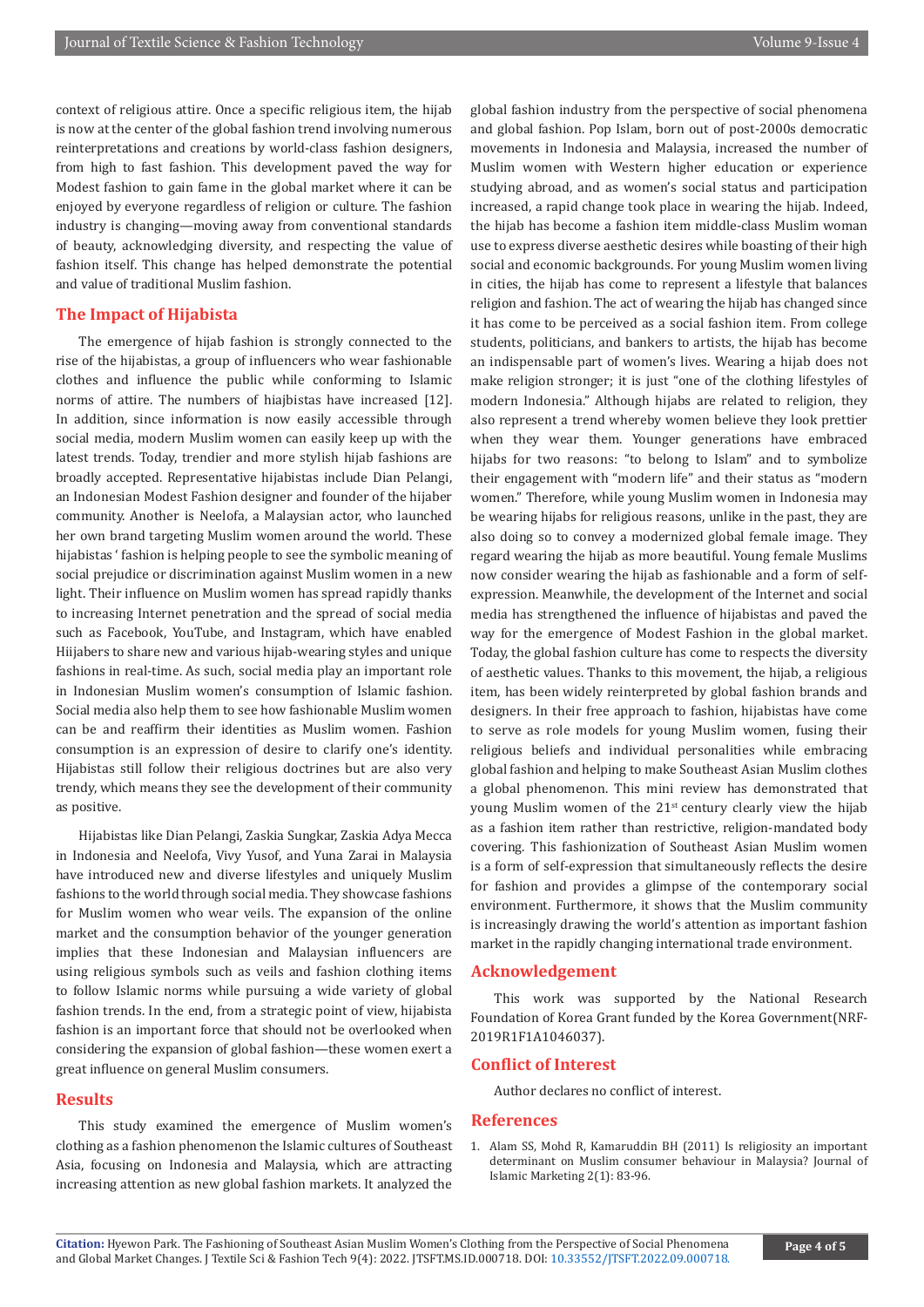context of religious attire. Once a specific religious item, the hijab is now at the center of the global fashion trend involving numerous reinterpretations and creations by world-class fashion designers, from high to fast fashion. This development paved the way for Modest fashion to gain fame in the global market where it can be enjoyed by everyone regardless of religion or culture. The fashion industry is changing—moving away from conventional standards of beauty, acknowledging diversity, and respecting the value of fashion itself. This change has helped demonstrate the potential and value of traditional Muslim fashion.

## The Impact of Hijabista

The emergence of hijab fashion is strongly connected to the rise of the hijabistas, a group of influencers who wear fashionable clothes and influence the public while conforming to Islamic norms of attire. The numbers of hiajbistas have increased [12]. In addition, since information is now easily accessible through social media, modern Muslim women can easily keep up with the latest trends. Today, trendier and more stylish hijab fashions are broadly accepted. Representative hijabistas include Dian Pelangi, an Indonesian Modest Fashion designer and founder of the hijaber community. Another is Neelofa, a Malaysian actor, who launched her own brand targeting Muslim women around the world. These hijabistas ‘ fashion is helping people to see the symbolic meaning of social prejudice or discrimination against Muslim women in a new light. Their influence on Muslim women has spread rapidly thanks to increasing Internet penetration and the spread of social media such as Facebook, YouTube, and Instagram, which have enabled Hiijabers to share new and various hijab-wearing styles and unique fashions in real-time. As such, social media play an important role in Indonesian Muslim women's consumption of Islamic fashion. Social media also help them to see how fashionable Muslim women can be and reaffirm their identities as Muslim women. Fashion consumption is an expression of desire to clarify one's identity. Hijabistas still follow their religious doctrines but are also very trendy, which means they see the development of their community as positive.

Hijabistas like Dian Pelangi, Zaskia Sungkar, Zaskia Adya Mecca in Indonesia and Neelofa, Vivy Yusof, and Yuna Zarai in Malaysia have introduced new and diverse lifestyles and uniquely Muslim fashions to the world through social media. They showcase fashions for Muslim women who wear veils. The expansion of the online market and the consumption behavior of the younger generation implies that these Indonesian and Malaysian influencers are using religious symbols such as veils and fashion clothing items to follow Islamic norms while pursuing a wide variety of global fashion trends. In the end, from a strategic point of view, hijabista fashion is an important force that should not be overlooked when considering the expansion of global fashion—these women exert a great influence on general Muslim consumers.

## Results

This study examined the emergence of Muslim women's clothing as a fashion phenomenon the Islamic cultures of Southeast Asia, focusing on Indonesia and Malaysia, which are attracting increasing attention as new global fashion markets. It analyzed the global fashion industry from the perspective of social phenomena and global fashion. Pop Islam, born out of post-2000s democratic movements in Indonesia and Malaysia, increased the number of Muslim women with Western higher education or experience studying abroad, and as women's social status and participation increased, a rapid change took place in wearing the hijab. Indeed, the hijab has become a fashion item middle-class Muslim woman use to express diverse aesthetic desires while boasting of their high social and economic backgrounds. For young Muslim women living in cities, the hijab has come to represent a lifestyle that balances religion and fashion. The act of wearing the hijab has changed since it has come to be perceived as a social fashion item. From college students, politicians, and bankers to artists, the hijab has become an indispensable part of women's lives. Wearing a hijab does not make religion stronger; it is just "one of the clothing lifestyles of modern Indonesia." Although hijabs are related to religion, they also represent a trend whereby women believe they look prettier when they wear them. Younger generations have embraced hijabs for two reasons: "to belong to Islam" and to symbolize their engagement with "modern life" and their status as "modern women." Therefore, while young Muslim women in Indonesia may be wearing hijabs for religious reasons, unlike in the past, they are also doing so to convey a modernized global female image. They regard wearing the hijab as more beautiful. Young female Muslims now consider wearing the hijab as fashionable and a form of self-expression. Meanwhile, the development of the Internet and social media has strengthened the influence of hijabistas and paved the way for the emergence of Modest Fashion in the global market. Today, the global fashion culture has come to respects the diversity of aesthetic values. Thanks to this movement, the hijab, a religious item, has been widely reinterpreted by global fashion brands and designers. In their free approach to fashion, hijabistas have come to serve as role models for young Muslim women, fusing their religious beliefs and individual personalities while embracing global fashion and helping to make Southeast Asian Muslim clothes a global phenomenon. This mini review has demonstrated that young Muslim women of the 21st century clearly view the hijab as a fashion item rather than restrictive, religion-mandated body covering. This fashionization of Southeast Asian Muslim women is a form of self-expression that simultaneously reflects the desire for fashion and provides a glimpse of the contemporary social environment. Furthermore, it shows that the Muslim community is increasingly drawing the world's attention as important fashion market in the rapidly changing international trade environment.

## Acknowledgement

This work was supported by the National Research Foundation of Korea Grant funded by the Korea Government(NRF-2019R1F1A1046037).

## Conflict of Interest

Author declares no conflict of interest.

## References

1. Alam SS, Mohd R, Kamaruddin BH (2011) Is religiosity an important determinant on Muslim consumer behaviour in Malaysia? Journal of Islamic Marketing 2(1): 83-96.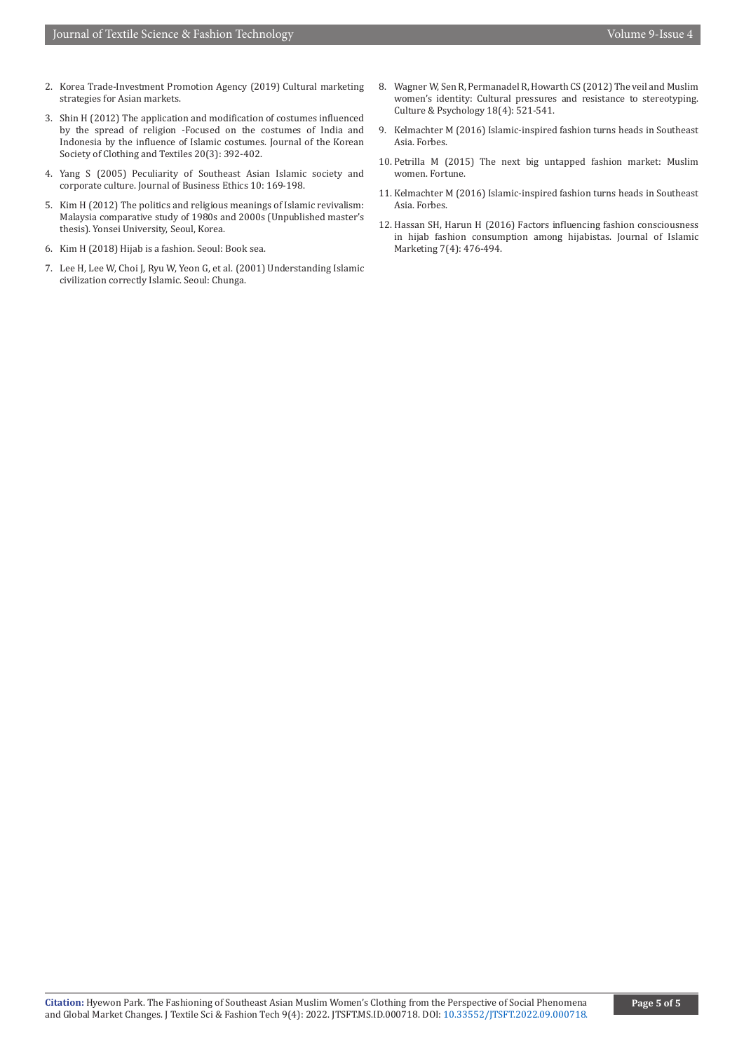2. Korea Trade-Investment Promotion Agency (2019) Cultural marketing strategies for Asian markets.
3. Shin H (2012) The application and modification of costumes influenced by the spread of religion -Focused on the costumes of India and Indonesia by the influence of Islamic costumes. Journal of the Korean Society of Clothing and Textiles 20(3): 392-402.
4. Yang S (2005) Peculiarity of Southeast Asian Islamic society and corporate culture. Journal of Business Ethics 10: 169-198.
5. Kim H (2012) The politics and religious meanings of Islamic revivalism: Malaysia comparative study of 1980s and 2000s (Unpublished master's thesis). Yonsei University, Seoul, Korea.
6. Kim H (2018) Hijab is a fashion. Seoul: Book sea.
7. Lee H, Lee W, Choi J, Ryu W, Yeon G, et al. (2001) Understanding Islamic civilization correctly Islamic. Seoul: Chunga.
8. Wagner W, Sen R, Permanadel R, Howarth CS (2012) The veil and Muslim women's identity: Cultural pressures and resistance to stereotyping. Culture & Psychology 18(4): 521-541.
9. Kelmachter M (2016) Islamic-inspired fashion turns heads in Southeast Asia. Forbes.
10. Petrilla M (2015) The next big untapped fashion market: Muslim women. Fortune.
11. Kelmachter M (2016) Islamic-inspired fashion turns heads in Southeast Asia. Forbes.
12. Hassan SH, Harun H (2016) Factors influencing fashion consciousness in hijab fashion consumption among hijabistas. Journal of Islamic Marketing 7(4): 476-494.